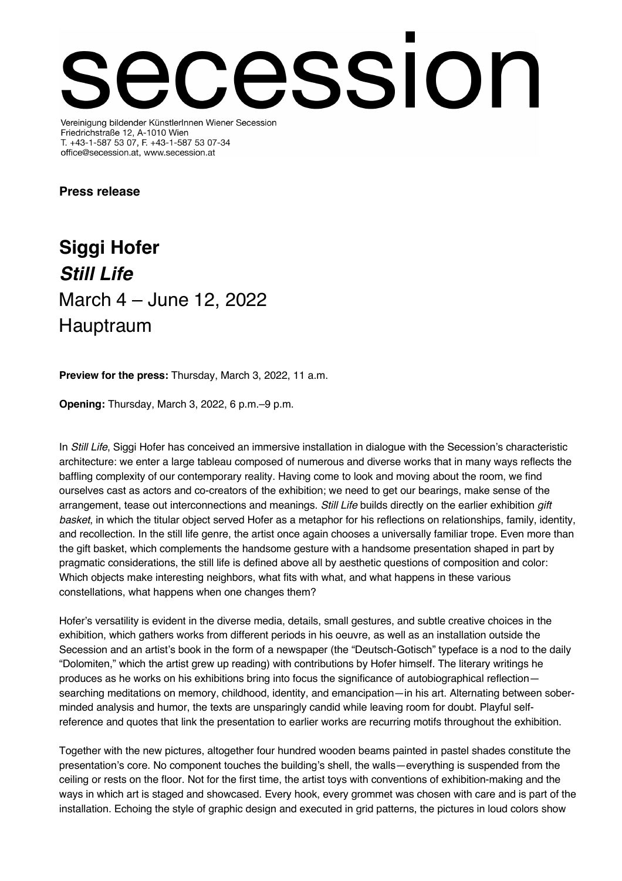# secession

Vereinigung bildender KünstlerInnen Wiener Secession
Friedrichstraße 12, A-1010 Wien
T. +43-1-587 53 07, F. +43-1-587 53 07-34
office@secession.at, www.secession.at

**Press release**

## Siggi Hofer
## *Still Life*
## March 4 – June 12, 2022
## Hauptraum

**Preview for the press:** Thursday, March 3, 2022, 11 a.m.

**Opening:** Thursday, March 3, 2022, 6 p.m.–9 p.m.

In *Still Life*, Siggi Hofer has conceived an immersive installation in dialogue with the Secession's characteristic architecture: we enter a large tableau composed of numerous and diverse works that in many ways reflects the baffling complexity of our contemporary reality. Having come to look and moving about the room, we find ourselves cast as actors and co-creators of the exhibition; we need to get our bearings, make sense of the arrangement, tease out interconnections and meanings. *Still Life* builds directly on the earlier exhibition *gift basket*, in which the titular object served Hofer as a metaphor for his reflections on relationships, family, identity, and recollection. In the still life genre, the artist once again chooses a universally familiar trope. Even more than the gift basket, which complements the handsome gesture with a handsome presentation shaped in part by pragmatic considerations, the still life is defined above all by aesthetic questions of composition and color: Which objects make interesting neighbors, what fits with what, and what happens in these various constellations, what happens when one changes them?

Hofer's versatility is evident in the diverse media, details, small gestures, and subtle creative choices in the exhibition, which gathers works from different periods in his oeuvre, as well as an installation outside the Secession and an artist's book in the form of a newspaper (the "Deutsch-Gotisch" typeface is a nod to the daily "Dolomiten," which the artist grew up reading) with contributions by Hofer himself. The literary writings he produces as he works on his exhibitions bring into focus the significance of autobiographical reflection—searching meditations on memory, childhood, identity, and emancipation—in his art. Alternating between sober-minded analysis and humor, the texts are unsparingly candid while leaving room for doubt. Playful self-reference and quotes that link the presentation to earlier works are recurring motifs throughout the exhibition.

Together with the new pictures, altogether four hundred wooden beams painted in pastel shades constitute the presentation's core. No component touches the building's shell, the walls—everything is suspended from the ceiling or rests on the floor. Not for the first time, the artist toys with conventions of exhibition-making and the ways in which art is staged and showcased. Every hook, every grommet was chosen with care and is part of the installation. Echoing the style of graphic design and executed in grid patterns, the pictures in loud colors show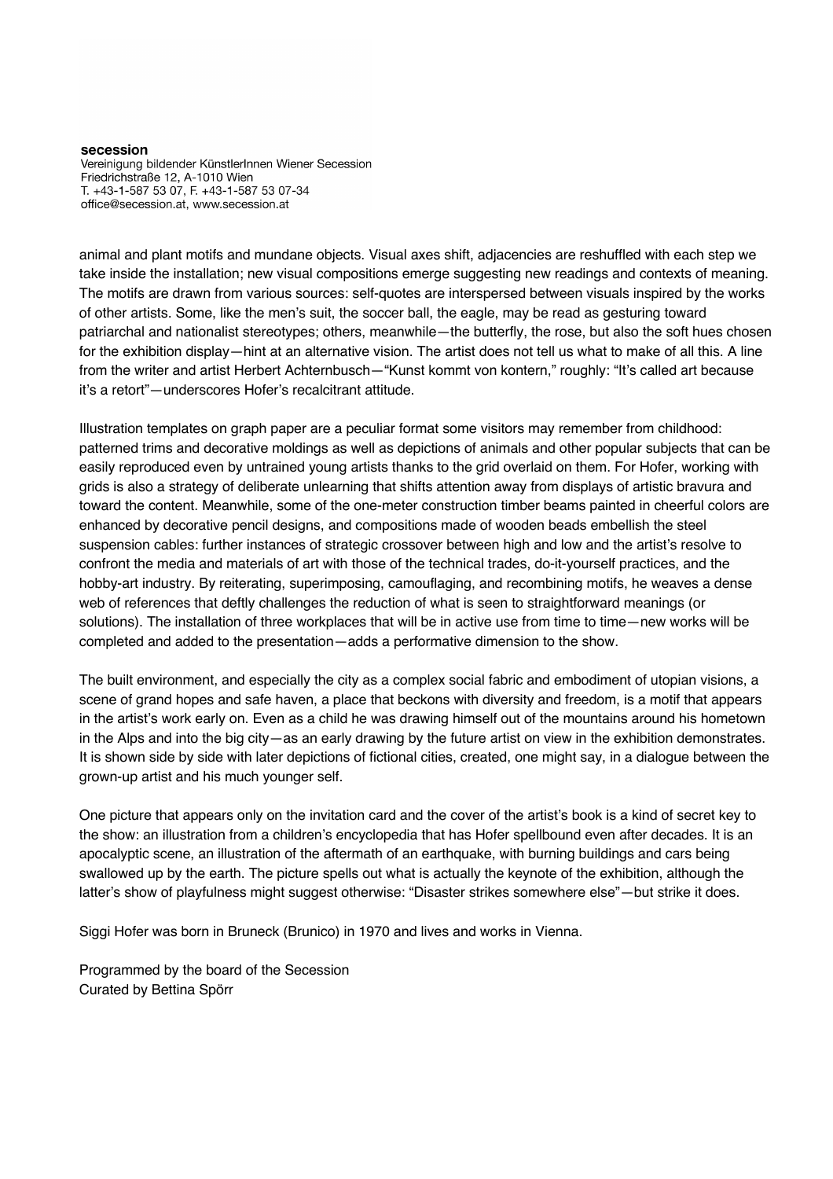animal and plant motifs and mundane objects. Visual axes shift, adjacencies are reshuffled with each step we take inside the installation; new visual compositions emerge suggesting new readings and contexts of meaning. The motifs are drawn from various sources: self-quotes are interspersed between visuals inspired by the works of other artists. Some, like the men's suit, the soccer ball, the eagle, may be read as gesturing toward patriarchal and nationalist stereotypes; others, meanwhile—the butterfly, the rose, but also the soft hues chosen for the exhibition display—hint at an alternative vision. The artist does not tell us what to make of all this. A line from the writer and artist Herbert Achternbusch—"Kunst kommt von kontern," roughly: "It's called art because it's a retort"—underscores Hofer's recalcitrant attitude.

Illustration templates on graph paper are a peculiar format some visitors may remember from childhood: patterned trims and decorative moldings as well as depictions of animals and other popular subjects that can be easily reproduced even by untrained young artists thanks to the grid overlaid on them. For Hofer, working with grids is also a strategy of deliberate unlearning that shifts attention away from displays of artistic bravura and toward the content. Meanwhile, some of the one-meter construction timber beams painted in cheerful colors are enhanced by decorative pencil designs, and compositions made of wooden beads embellish the steel suspension cables: further instances of strategic crossover between high and low and the artist's resolve to confront the media and materials of art with those of the technical trades, do-it-yourself practices, and the hobby-art industry. By reiterating, superimposing, camouflaging, and recombining motifs, he weaves a dense web of references that deftly challenges the reduction of what is seen to straightforward meanings (or solutions). The installation of three workplaces that will be in active use from time to time—new works will be completed and added to the presentation—adds a performative dimension to the show.

The built environment, and especially the city as a complex social fabric and embodiment of utopian visions, a scene of grand hopes and safe haven, a place that beckons with diversity and freedom, is a motif that appears in the artist's work early on. Even as a child he was drawing himself out of the mountains around his hometown in the Alps and into the big city—as an early drawing by the future artist on view in the exhibition demonstrates. It is shown side by side with later depictions of fictional cities, created, one might say, in a dialogue between the grown-up artist and his much younger self.

One picture that appears only on the invitation card and the cover of the artist's book is a kind of secret key to the show: an illustration from a children's encyclopedia that has Hofer spellbound even after decades. It is an apocalyptic scene, an illustration of the aftermath of an earthquake, with burning buildings and cars being swallowed up by the earth. The picture spells out what is actually the keynote of the exhibition, although the latter's show of playfulness might suggest otherwise: "Disaster strikes somewhere else"—but strike it does.

Siggi Hofer was born in Bruneck (Brunico) in 1970 and lives and works in Vienna.

Programmed by the board of the Secession
Curated by Bettina Spörr